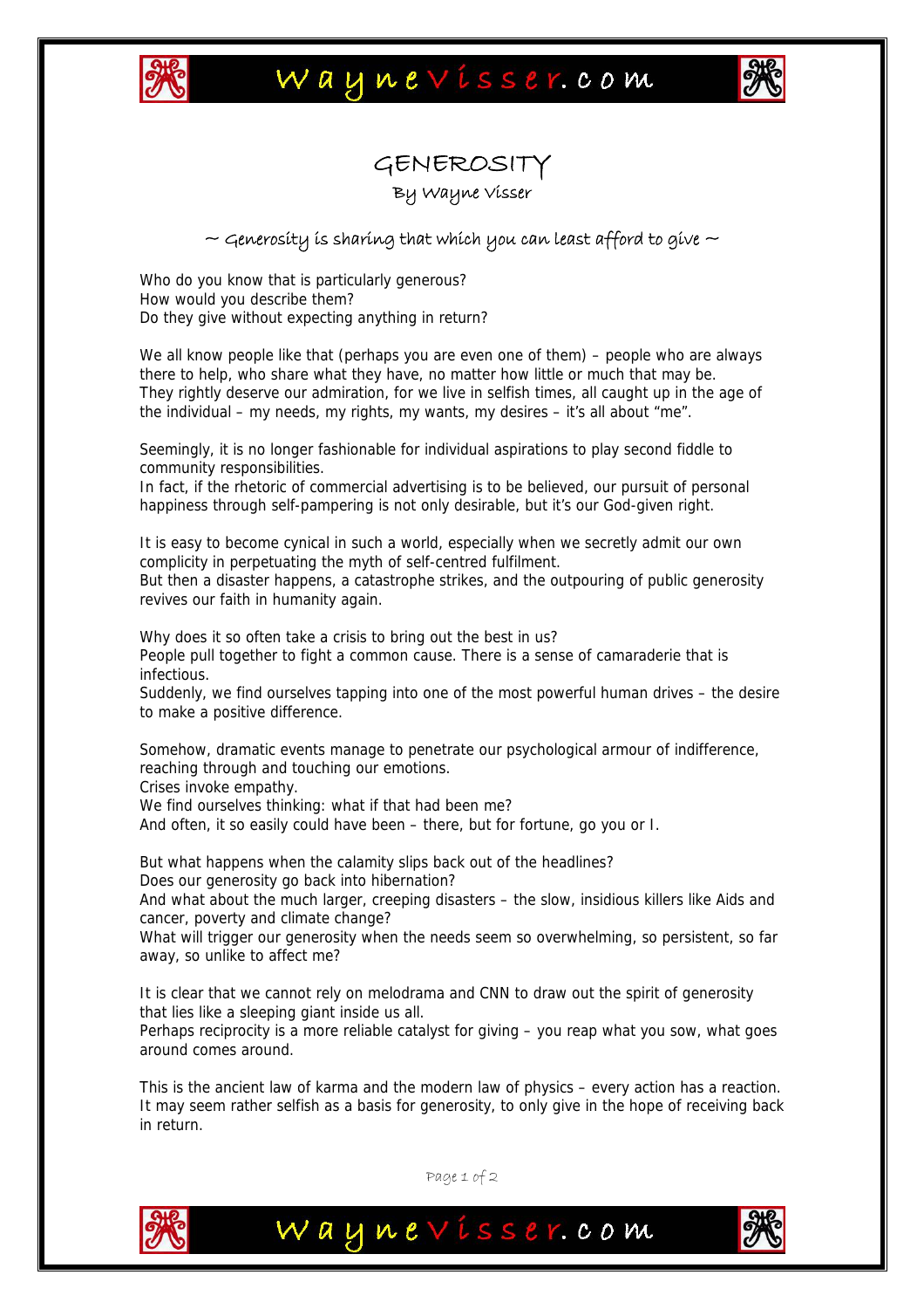# GENEROSITY

By Wayne Visser

*~ Generosity is sharing that which you can least afford to give ~*

Who do you know that is particularly generous?
How would you describe them?
Do they give without expecting anything in return?

We all know people like that (perhaps you are even one of them) – people who are always there to help, who share what they have, no matter how little or much that may be.
They rightly deserve our admiration, for we live in selfish times, all caught up in the age of the individual – my needs, my rights, my wants, my desires – it's all about "me".

Seemingly, it is no longer fashionable for individual aspirations to play second fiddle to community responsibilities.
In fact, if the rhetoric of commercial advertising is to be believed, our pursuit of personal happiness through self-pampering is not only desirable, but it's our God-given right.

It is easy to become cynical in such a world, especially when we secretly admit our own complicity in perpetuating the myth of self-centred fulfilment.
But then a disaster happens, a catastrophe strikes, and the outpouring of public generosity revives our faith in humanity again.

Why does it so often take a crisis to bring out the best in us?
People pull together to fight a common cause. There is a sense of camaraderie that is infectious.
Suddenly, we find ourselves tapping into one of the most powerful human drives – the desire to make a positive difference.

Somehow, dramatic events manage to penetrate our psychological armour of indifference, reaching through and touching our emotions.
Crises invoke empathy.
We find ourselves thinking: what if that had been me?
And often, it so easily could have been – there, but for fortune, go you or I.

But what happens when the calamity slips back out of the headlines?
Does our generosity go back into hibernation?
And what about the much larger, creeping disasters – the slow, insidious killers like Aids and cancer, poverty and climate change?
What will trigger our generosity when the needs seem so overwhelming, so persistent, so far away, so unlike to affect me?

It is clear that we cannot rely on melodrama and CNN to draw out the spirit of generosity that lies like a sleeping giant inside us all.
Perhaps reciprocity is a more reliable catalyst for giving – you reap what you sow, what goes around comes around.

This is the ancient law of karma and the modern law of physics – every action has a reaction.
It may seem rather selfish as a basis for generosity, to only give in the hope of receiving back in return.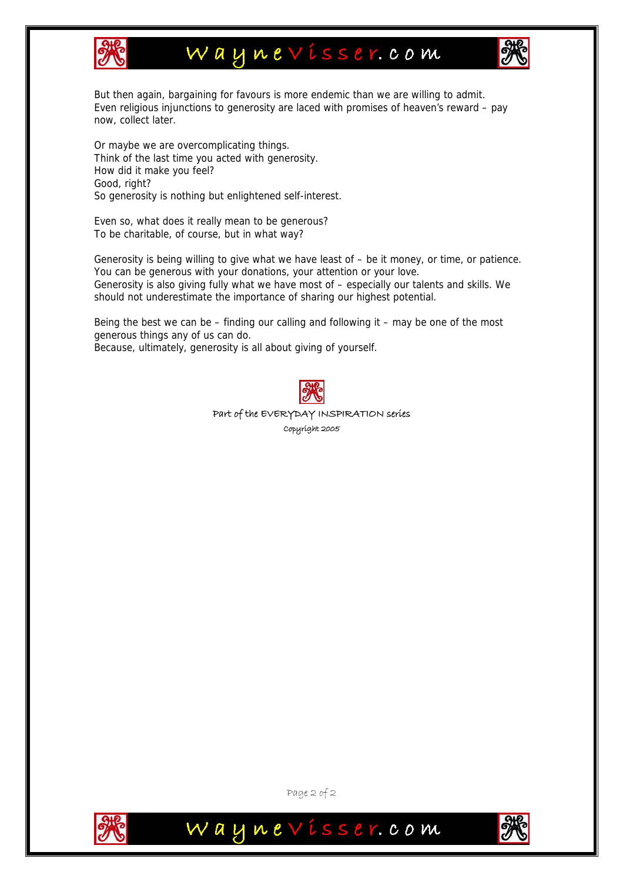But then again, bargaining for favours is more endemic than we are willing to admit. Even religious injunctions to generosity are laced with promises of heaven's reward – pay now, collect later.

Or maybe we are overcomplicating things.
Think of the last time you acted with generosity.
How did it make you feel?
Good, right?
So generosity is nothing but enlightened self-interest.

Even so, what does it really mean to be generous?
To be charitable, of course, but in what way?

Generosity is being willing to give what we have least of – be it money, or time, or patience. You can be generous with your donations, your attention or your love.
Generosity is also giving fully what we have most of – especially our talents and skills. We should not underestimate the importance of sharing our highest potential.

Being the best we can be – finding our calling and following it – may be one of the most generous things any of us can do.
Because, ultimately, generosity is all about giving of yourself.

Part of the EVERYDAY INSPIRATION series
Copyright 2005